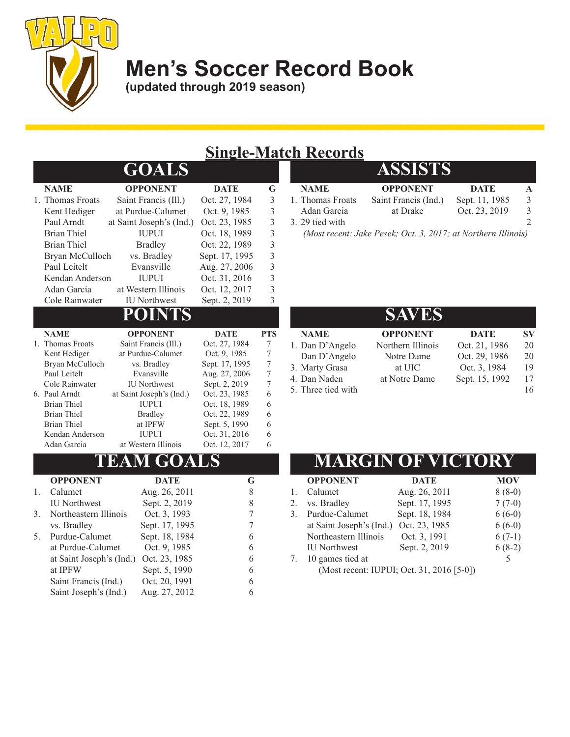# Men's Soccer Record Book

**(updated through 2019 season)**

## Single-Match Records

### GOALS

| | NAME | OPPONENT | DATE | G |
|---|---|---|---|---|
| 1. | Thomas Froats | Saint Francis (Ill.) | Oct. 27, 1984 | 3 |
| | Kent Hediger | at Purdue-Calumet | Oct. 9, 1985 | 3 |
| | Paul Arndt | at Saint Joseph's (Ind.) | Oct. 23, 1985 | 3 |
| | Brian Thiel | IUPUI | Oct. 18, 1989 | 3 |
| | Brian Thiel | Bradley | Oct. 22, 1989 | 3 |
| | Bryan McCulloch | vs. Bradley | Sept. 17, 1995 | 3 |
| | Paul Leitelt | Evansville | Aug. 27, 2006 | 3 |
| | Kendan Anderson | IUPUI | Oct. 31, 2016 | 3 |
| | Adan Garcia | at Western Illinois | Oct. 12, 2017 | 3 |
| | Cole Rainwater | IU Northwest | Sept. 2, 2019 | 3 |

### ASSISTS

| | NAME | OPPONENT | DATE | A |
|---|---|---|---|---|
| 1. | Thomas Froats | Saint Francis (Ind.) | Sept. 11, 1985 | 3 |
| | Adan Garcia | at Drake | Oct. 23, 2019 | 3 |
| 3. | 29 tied with | | | 2 |

*(Most recent: Jake Pesek; Oct. 3, 2017; at Northern Illinois)*

### POINTS

| | NAME | OPPONENT | DATE | PTS |
|---|---|---|---|---|
| 1. | Thomas Froats | Saint Francis (Ill.) | Oct. 27, 1984 | 7 |
| | Kent Hediger | at Purdue-Calumet | Oct. 9, 1985 | 7 |
| | Bryan McCulloch | vs. Bradley | Sept. 17, 1995 | 7 |
| | Paul Leitelt | Evansville | Aug. 27, 2006 | 7 |
| | Cole Rainwater | IU Northwest | Sept. 2, 2019 | 7 |
| 6. | Paul Arndt | at Saint Joseph's (Ind.) | Oct. 23, 1985 | 6 |
| | Brian Thiel | IUPUI | Oct. 18, 1989 | 6 |
| | Brian Thiel | Bradley | Oct. 22, 1989 | 6 |
| | Brian Thiel | at IPFW | Sept. 5, 1990 | 6 |
| | Kendan Anderson | IUPUI | Oct. 31, 2016 | 6 |
| | Adan Garcia | at Western Illinois | Oct. 12, 2017 | 6 |

### SAVES

| | NAME | OPPONENT | DATE | SV |
|---|---|---|---|---|
| 1. | Dan D'Angelo | Northern Illinois | Oct. 21, 1986 | 20 |
| | Dan D'Angelo | Notre Dame | Oct. 29, 1986 | 20 |
| 3. | Marty Grasa | at UIC | Oct. 3, 1984 | 19 |
| 4. | Dan Naden | at Notre Dame | Sept. 15, 1992 | 17 |
| 5. | Three tied with | | | 16 |

### TEAM GOALS

| | OPPONENT | DATE | G |
|---|---|---|---|
| 1. | Calumet | Aug. 26, 2011 | 8 |
| | IU Northwest | Sept. 2, 2019 | 8 |
| 3. | Northeastern Illinois | Oct. 3, 1993 | 7 |
| | vs. Bradley | Sept. 17, 1995 | 7 |
| 5. | Purdue-Calumet | Sept. 18, 1984 | 6 |
| | at Purdue-Calumet | Oct. 9, 1985 | 6 |
| | at Saint Joseph's (Ind.) | Oct. 23, 1985 | 6 |
| | at IPFW | Sept. 5, 1990 | 6 |
| | Saint Francis (Ind.) | Oct. 20, 1991 | 6 |
| | Saint Joseph's (Ind.) | Aug. 27, 2012 | 6 |

### MARGIN OF VICTORY

| | OPPONENT | DATE | MOV |
|---|---|---|---|
| 1. | Calumet | Aug. 26, 2011 | 8 (8-0) |
| 2. | vs. Bradley | Sept. 17, 1995 | 7 (7-0) |
| 3. | Purdue-Calumet | Sept. 18, 1984 | 6 (6-0) |
| | at Saint Joseph's (Ind.) | Oct. 23, 1985 | 6 (6-0) |
| | Northeastern Illinois | Oct. 3, 1991 | 6 (7-1) |
| | IU Northwest | Sept. 2, 2019 | 6 (8-2) |
| 7. | 10 games tied at | | 5 |

(Most recent: IUPUI; Oct. 31, 2016 [5-0])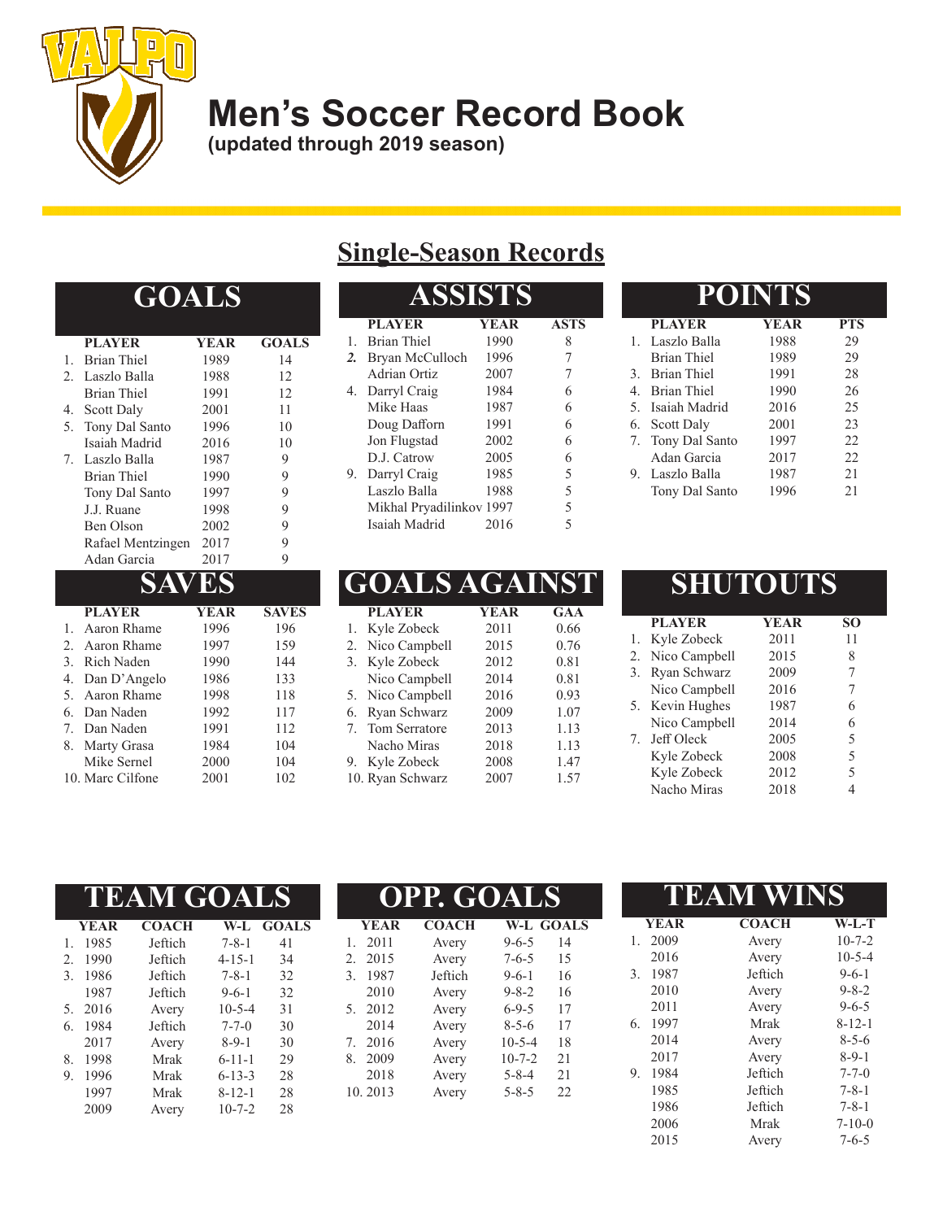# Men's Soccer Record Book

**(updated through 2019 season)**

## Single-Season Records

### GOALS

| | PLAYER | YEAR | GOALS |
|---|---|---|---|
| 1. | Brian Thiel | 1989 | 14 |
| 2. | Laszlo Balla | 1988 | 12 |
| | Brian Thiel | 1991 | 12 |
| 4. | Scott Daly | 2001 | 11 |
| 5. | Tony Dal Santo | 1996 | 10 |
| | Isaiah Madrid | 2016 | 10 |
| 7. | Laszlo Balla | 1987 | 9 |
| | Brian Thiel | 1990 | 9 |
| | Tony Dal Santo | 1997 | 9 |
| | J.J. Ruane | 1998 | 9 |
| | Ben Olson | 2002 | 9 |
| | Rafael Mentzingen | 2017 | 9 |
| | Adan Garcia | 2017 | 9 |

### ASSISTS

| | PLAYER | YEAR | ASTS |
|---|---|---|---|
| 1. | Brian Thiel | 1990 | 8 |
| 2. | Bryan McCulloch | 1996 | 7 |
| | Adrian Ortiz | 2007 | 7 |
| 4. | Darryl Craig | 1984 | 6 |
| | Mike Haas | 1987 | 6 |
| | Doug Dafforn | 1991 | 6 |
| | Jon Flugstad | 2002 | 6 |
| | D.J. Catrow | 2005 | 6 |
| 9. | Darryl Craig | 1985 | 5 |
| | Laszlo Balla | 1988 | 5 |
| | Mikhal Pryadilinkov | 1997 | 5 |
| | Isaiah Madrid | 2016 | 5 |

### POINTS

| | PLAYER | YEAR | PTS |
|---|---|---|---|
| 1. | Laszlo Balla | 1988 | 29 |
| | Brian Thiel | 1989 | 29 |
| 3. | Brian Thiel | 1991 | 28 |
| 4. | Brian Thiel | 1990 | 26 |
| 5. | Isaiah Madrid | 2016 | 25 |
| 6. | Scott Daly | 2001 | 23 |
| 7. | Tony Dal Santo | 1997 | 22 |
| | Adan Garcia | 2017 | 22 |
| 9. | Laszlo Balla | 1987 | 21 |
| | Tony Dal Santo | 1996 | 21 |

### SAVES

| | PLAYER | YEAR | SAVES |
|---|---|---|---|
| 1. | Aaron Rhame | 1996 | 196 |
| 2. | Aaron Rhame | 1997 | 159 |
| 3. | Rich Naden | 1990 | 144 |
| 4. | Dan D'Angelo | 1986 | 133 |
| 5. | Aaron Rhame | 1998 | 118 |
| 6. | Dan Naden | 1992 | 117 |
| 7. | Dan Naden | 1991 | 112 |
| 8. | Marty Grasa | 1984 | 104 |
| | Mike Sernel | 2000 | 104 |
| 10. | Marc Cilfone | 2001 | 102 |

### GOALS AGAINST

| | PLAYER | YEAR | GAA |
|---|---|---|---|
| 1. | Kyle Zobeck | 2011 | 0.66 |
| 2. | Nico Campbell | 2015 | 0.76 |
| 3. | Kyle Zobeck | 2012 | 0.81 |
| | Nico Campbell | 2014 | 0.81 |
| 5. | Nico Campbell | 2016 | 0.93 |
| 6. | Ryan Schwarz | 2009 | 1.07 |
| 7. | Tom Serratore | 2013 | 1.13 |
| | Nacho Miras | 2018 | 1.13 |
| 9. | Kyle Zobeck | 2008 | 1.47 |
| 10. | Ryan Schwarz | 2007 | 1.57 |

### SHUTOUTS

| | PLAYER | YEAR | SO |
|---|---|---|---|
| 1. | Kyle Zobeck | 2011 | 11 |
| 2. | Nico Campbell | 2015 | 8 |
| 3. | Ryan Schwarz | 2009 | 7 |
| | Nico Campbell | 2016 | 7 |
| 5. | Kevin Hughes | 1987 | 6 |
| | Nico Campbell | 2014 | 6 |
| 7. | Jeff Oleck | 2005 | 5 |
| | Kyle Zobeck | 2008 | 5 |
| | Kyle Zobeck | 2012 | 5 |
| | Nacho Miras | 2018 | 4 |

### TEAM GOALS

| | YEAR | COACH | W-L | GOALS |
|---|---|---|---|---|
| 1. | 1985 | Jeftich | 7-8-1 | 41 |
| 2. | 1990 | Jeftich | 4-15-1 | 34 |
| 3. | 1986 | Jeftich | 7-8-1 | 32 |
| | 1987 | Jeftich | 9-6-1 | 32 |
| 5. | 2016 | Avery | 10-5-4 | 31 |
| 6. | 1984 | Jeftich | 7-7-0 | 30 |
| | 2017 | Avery | 8-9-1 | 30 |
| 8. | 1998 | Mrak | 6-11-1 | 29 |
| 9. | 1996 | Mrak | 6-13-3 | 28 |
| | 1997 | Mrak | 8-12-1 | 28 |
| | 2009 | Avery | 10-7-2 | 28 |

### OPP. GOALS

| | YEAR | COACH | W-L | GOALS |
|---|---|---|---|---|
| 1. | 2011 | Avery | 9-6-5 | 14 |
| 2. | 2015 | Avery | 7-6-5 | 15 |
| 3. | 1987 | Jeftich | 9-6-1 | 16 |
| | 2010 | Avery | 9-8-2 | 16 |
| 5. | 2012 | Avery | 6-9-5 | 17 |
| | 2014 | Avery | 8-5-6 | 17 |
| 7. | 2016 | Avery | 10-5-4 | 18 |
| 8. | 2009 | Avery | 10-7-2 | 21 |
| | 2018 | Avery | 5-8-4 | 21 |
| 10. | 2013 | Avery | 5-8-5 | 22 |

### TEAM WINS

| | YEAR | COACH | W-L-T |
|---|---|---|---|
| 1. | 2009 | Avery | 10-7-2 |
| | 2016 | Avery | 10-5-4 |
| 3. | 1987 | Jeftich | 9-6-1 |
| | 2010 | Avery | 9-8-2 |
| | 2011 | Avery | 9-6-5 |
| 6. | 1997 | Mrak | 8-12-1 |
| | 2014 | Avery | 8-5-6 |
| | 2017 | Avery | 8-9-1 |
| 9. | 1984 | Jeftich | 7-7-0 |
| | 1985 | Jeftich | 7-8-1 |
| | 1986 | Jeftich | 7-8-1 |
| | 2006 | Mrak | 7-10-0 |
| | 2015 | Avery | 7-6-5 |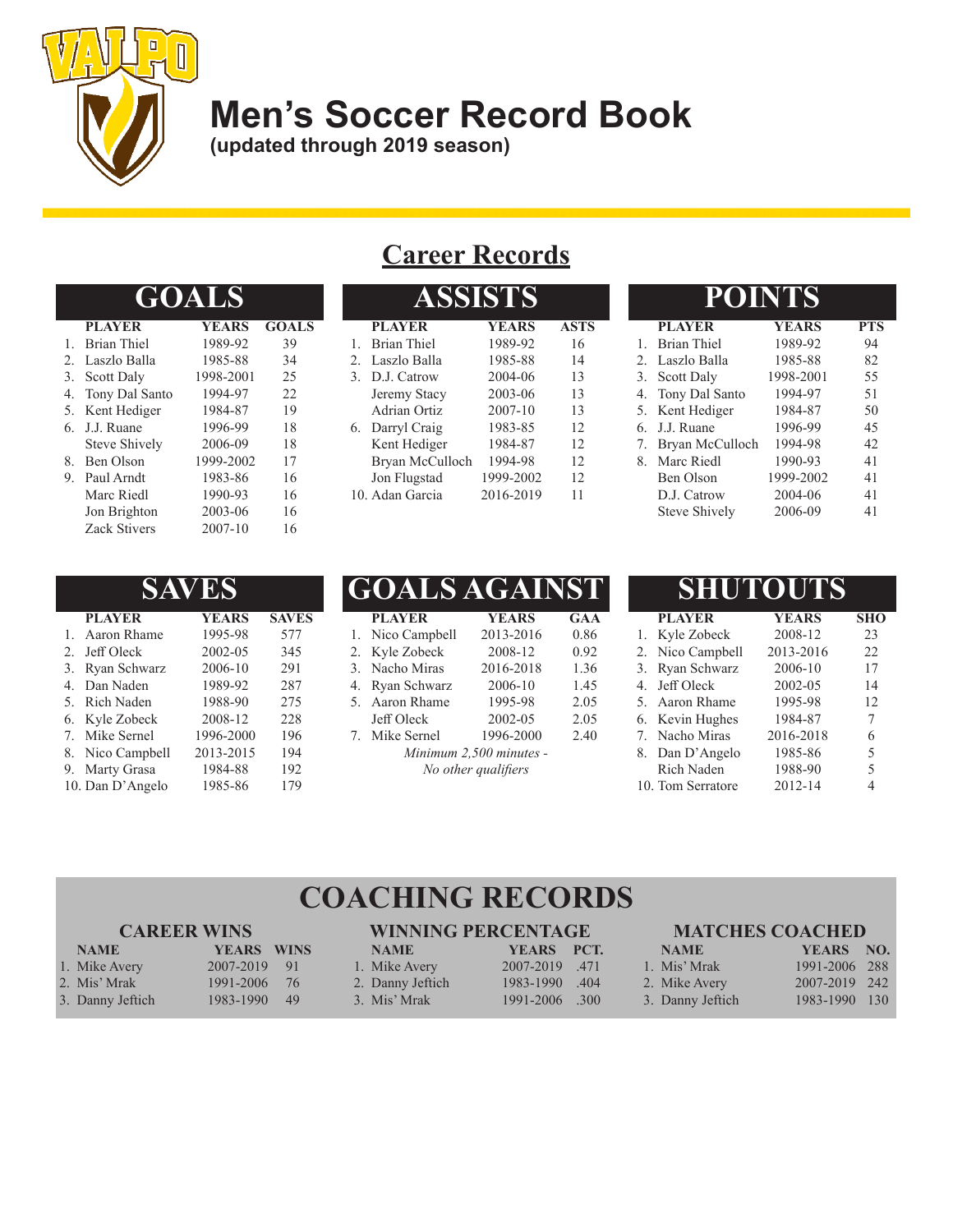# Men's Soccer Record Book

**(updated through 2019 season)**

## Career Records

### GOALS

| | PLAYER | YEARS | GOALS |
|---|---|---|---|
| 1. | Brian Thiel | 1989-92 | 39 |
| 2. | Laszlo Balla | 1985-88 | 34 |
| 3. | Scott Daly | 1998-2001 | 25 |
| 4. | Tony Dal Santo | 1994-97 | 22 |
| 5. | Kent Hediger | 1984-87 | 19 |
| 6. | J.J. Ruane | 1996-99 | 18 |
| | Steve Shively | 2006-09 | 18 |
| 8. | Ben Olson | 1999-2002 | 17 |
| 9. | Paul Arndt | 1983-86 | 16 |
| | Marc Riedl | 1990-93 | 16 |
| | Jon Brighton | 2003-06 | 16 |
| | Zack Stivers | 2007-10 | 16 |

### ASSISTS

| | PLAYER | YEARS | ASTS |
|---|---|---|---|
| 1. | Brian Thiel | 1989-92 | 16 |
| 2. | Laszlo Balla | 1985-88 | 14 |
| 3. | D.J. Catrow | 2004-06 | 13 |
| | Jeremy Stacy | 2003-06 | 13 |
| | Adrian Ortiz | 2007-10 | 13 |
| 6. | Darryl Craig | 1983-85 | 12 |
| | Kent Hediger | 1984-87 | 12 |
| | Bryan McCulloch | 1994-98 | 12 |
| | Jon Flugstad | 1999-2002 | 12 |
| 10. | Adan Garcia | 2016-2019 | 11 |

### POINTS

| | PLAYER | YEARS | PTS |
|---|---|---|---|
| 1. | Brian Thiel | 1989-92 | 94 |
| 2. | Laszlo Balla | 1985-88 | 82 |
| 3. | Scott Daly | 1998-2001 | 55 |
| 4. | Tony Dal Santo | 1994-97 | 51 |
| 5. | Kent Hediger | 1984-87 | 50 |
| 6. | J.J. Ruane | 1996-99 | 45 |
| 7. | Bryan McCulloch | 1994-98 | 42 |
| 8. | Marc Riedl | 1990-93 | 41 |
| | Ben Olson | 1999-2002 | 41 |
| | D.J. Catrow | 2004-06 | 41 |
| | Steve Shively | 2006-09 | 41 |

### SAVES

| | PLAYER | YEARS | SAVES |
|---|---|---|---|
| 1. | Aaron Rhame | 1995-98 | 577 |
| 2. | Jeff Oleck | 2002-05 | 345 |
| 3. | Ryan Schwarz | 2006-10 | 291 |
| 4. | Dan Naden | 1989-92 | 287 |
| 5. | Rich Naden | 1988-90 | 275 |
| 6. | Kyle Zobeck | 2008-12 | 228 |
| 7. | Mike Sernel | 1996-2000 | 196 |
| 8. | Nico Campbell | 2013-2015 | 194 |
| 9. | Marty Grasa | 1984-88 | 192 |
| 10. | Dan D'Angelo | 1985-86 | 179 |

### GOALS AGAINST

| | PLAYER | YEARS | GAA |
|---|---|---|---|
| 1. | Nico Campbell | 2013-2016 | 0.86 |
| 2. | Kyle Zobeck | 2008-12 | 0.92 |
| 3. | Nacho Miras | 2016-2018 | 1.36 |
| 4. | Ryan Schwarz | 2006-10 | 1.45 |
| 5. | Aaron Rhame | 1995-98 | 2.05 |
| | Jeff Oleck | 2002-05 | 2.05 |
| 7. | Mike Sernel | 1996-2000 | 2.40 |

*Minimum 2,500 minutes - No other qualifiers*

### SHUTOUTS

| | PLAYER | YEARS | SHO |
|---|---|---|---|
| 1. | Kyle Zobeck | 2008-12 | 23 |
| 2. | Nico Campbell | 2013-2016 | 22 |
| 3. | Ryan Schwarz | 2006-10 | 17 |
| 4. | Jeff Oleck | 2002-05 | 14 |
| 5. | Aaron Rhame | 1995-98 | 12 |
| 6. | Kevin Hughes | 1984-87 | 7 |
| 7. | Nacho Miras | 2016-2018 | 6 |
| 8. | Dan D'Angelo | 1985-86 | 5 |
| | Rich Naden | 1988-90 | 5 |
| 10. | Tom Serratore | 2012-14 | 4 |

## COACHING RECORDS

### CAREER WINS

| | NAME | YEARS | WINS |
|---|---|---|---|
| 1. | Mike Avery | 2007-2019 | 91 |
| 2. | Mis' Mrak | 1991-2006 | 76 |
| 3. | Danny Jeftich | 1983-1990 | 49 |

### WINNING PERCENTAGE

| | NAME | YEARS | PCT. |
|---|---|---|---|
| 1. | Mike Avery | 2007-2019 | .471 |
| 2. | Danny Jeftich | 1983-1990 | .404 |
| 3. | Mis' Mrak | 1991-2006 | .300 |

### MATCHES COACHED

| | NAME | YEARS | NO. |
|---|---|---|---|
| 1. | Mis' Mrak | 1991-2006 | 288 |
| 2. | Mike Avery | 2007-2019 | 242 |
| 3. | Danny Jeftich | 1983-1990 | 130 |